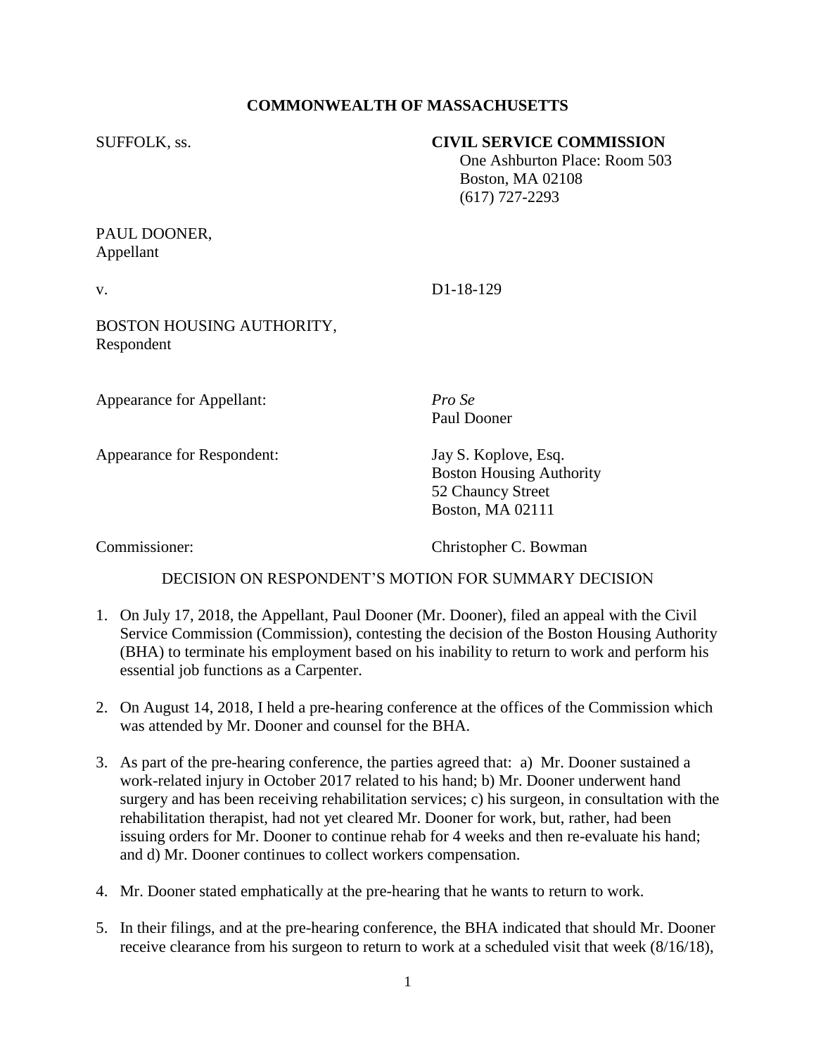**COMMONWEALTH OF MASSACHUSETTS**

SUFFOLK, ss.

**CIVIL SERVICE COMMISSION**
One Ashburton Place: Room 503
Boston, MA 02108
(617) 727-2293

PAUL DOONER,
Appellant

v. D1-18-129

BOSTON HOUSING AUTHORITY,
Respondent

Appearance for Appellant: *Pro Se*
Paul Dooner

Appearance for Respondent: Jay S. Koplove, Esq.
Boston Housing Authority
52 Chauncy Street
Boston, MA 02111

Commissioner: Christopher C. Bowman

DECISION ON RESPONDENT'S MOTION FOR SUMMARY DECISION

1. On July 17, 2018, the Appellant, Paul Dooner (Mr. Dooner), filed an appeal with the Civil Service Commission (Commission), contesting the decision of the Boston Housing Authority (BHA) to terminate his employment based on his inability to return to work and perform his essential job functions as a Carpenter.

2. On August 14, 2018, I held a pre-hearing conference at the offices of the Commission which was attended by Mr. Dooner and counsel for the BHA.

3. As part of the pre-hearing conference, the parties agreed that: a) Mr. Dooner sustained a work-related injury in October 2017 related to his hand; b) Mr. Dooner underwent hand surgery and has been receiving rehabilitation services; c) his surgeon, in consultation with the rehabilitation therapist, had not yet cleared Mr. Dooner for work, but, rather, had been issuing orders for Mr. Dooner to continue rehab for 4 weeks and then re-evaluate his hand; and d) Mr. Dooner continues to collect workers compensation.

4. Mr. Dooner stated emphatically at the pre-hearing that he wants to return to work.

5. In their filings, and at the pre-hearing conference, the BHA indicated that should Mr. Dooner receive clearance from his surgeon to return to work at a scheduled visit that week (8/16/18),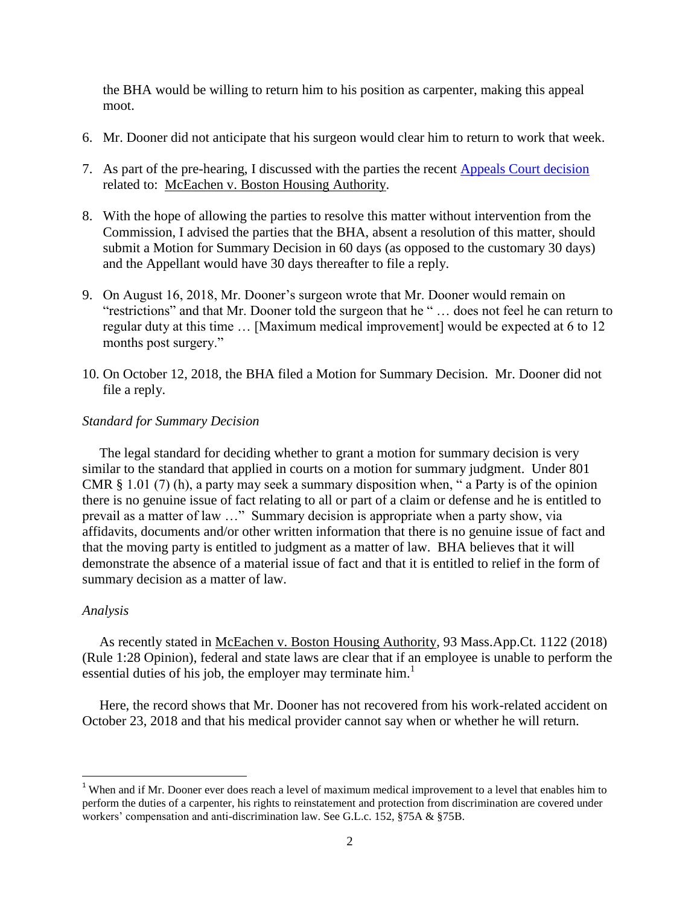the BHA would be willing to return him to his position as carpenter, making this appeal moot.

6. Mr. Dooner did not anticipate that his surgeon would clear him to return to work that week.

7. As part of the pre-hearing, I discussed with the parties the recent Appeals Court decision related to: McEachen v. Boston Housing Authority.

8. With the hope of allowing the parties to resolve this matter without intervention from the Commission, I advised the parties that the BHA, absent a resolution of this matter, should submit a Motion for Summary Decision in 60 days (as opposed to the customary 30 days) and the Appellant would have 30 days thereafter to file a reply.

9. On August 16, 2018, Mr. Dooner's surgeon wrote that Mr. Dooner would remain on "restrictions" and that Mr. Dooner told the surgeon that he " … does not feel he can return to regular duty at this time … [Maximum medical improvement] would be expected at 6 to 12 months post surgery."

10. On October 12, 2018, the BHA filed a Motion for Summary Decision. Mr. Dooner did not file a reply.

*Standard for Summary Decision*

The legal standard for deciding whether to grant a motion for summary decision is very similar to the standard that applied in courts on a motion for summary judgment. Under 801 CMR § 1.01 (7) (h), a party may seek a summary disposition when, " a Party is of the opinion there is no genuine issue of fact relating to all or part of a claim or defense and he is entitled to prevail as a matter of law …" Summary decision is appropriate when a party show, via affidavits, documents and/or other written information that there is no genuine issue of fact and that the moving party is entitled to judgment as a matter of law. BHA believes that it will demonstrate the absence of a material issue of fact and that it is entitled to relief in the form of summary decision as a matter of law.

*Analysis*

As recently stated in McEachen v. Boston Housing Authority, 93 Mass.App.Ct. 1122 (2018) (Rule 1:28 Opinion), federal and state laws are clear that if an employee is unable to perform the essential duties of his job, the employer may terminate him.[1]

Here, the record shows that Mr. Dooner has not recovered from his work-related accident on October 23, 2018 and that his medical provider cannot say when or whether he will return.

[1] When and if Mr. Dooner ever does reach a level of maximum medical improvement to a level that enables him to perform the duties of a carpenter, his rights to reinstatement and protection from discrimination are covered under workers' compensation and anti-discrimination law. See G.L.c. 152, §75A & §75B.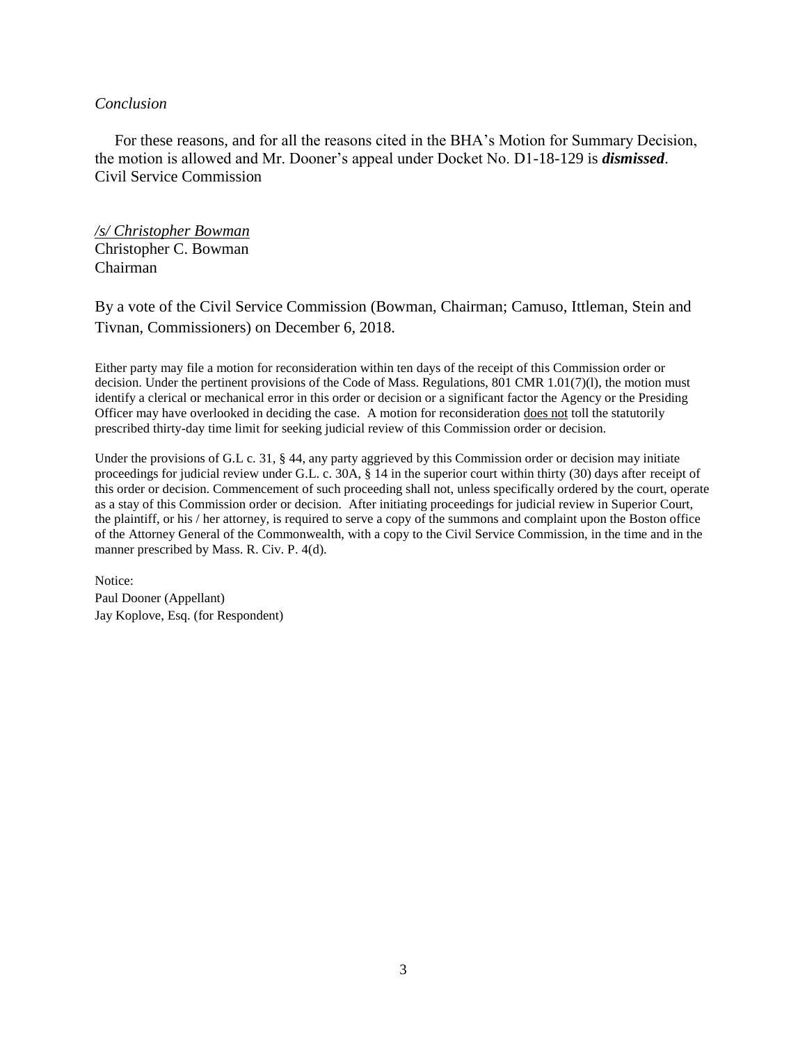*Conclusion*

For these reasons, and for all the reasons cited in the BHA's Motion for Summary Decision, the motion is allowed and Mr. Dooner's appeal under Docket No. D1-18-129 is ***dismissed***.
Civil Service Commission

*/s/ Christopher Bowman*
Christopher C. Bowman
Chairman

By a vote of the Civil Service Commission (Bowman, Chairman; Camuso, Ittleman, Stein and Tivnan, Commissioners) on December 6, 2018.

Either party may file a motion for reconsideration within ten days of the receipt of this Commission order or decision. Under the pertinent provisions of the Code of Mass. Regulations, 801 CMR 1.01(7)(l), the motion must identify a clerical or mechanical error in this order or decision or a significant factor the Agency or the Presiding Officer may have overlooked in deciding the case. A motion for reconsideration does not toll the statutorily prescribed thirty-day time limit for seeking judicial review of this Commission order or decision.

Under the provisions of G.L c. 31, § 44, any party aggrieved by this Commission order or decision may initiate proceedings for judicial review under G.L. c. 30A, § 14 in the superior court within thirty (30) days after receipt of this order or decision. Commencement of such proceeding shall not, unless specifically ordered by the court, operate as a stay of this Commission order or decision. After initiating proceedings for judicial review in Superior Court, the plaintiff, or his / her attorney, is required to serve a copy of the summons and complaint upon the Boston office of the Attorney General of the Commonwealth, with a copy to the Civil Service Commission, in the time and in the manner prescribed by Mass. R. Civ. P. 4(d).

Notice:
Paul Dooner (Appellant)
Jay Koplove, Esq. (for Respondent)